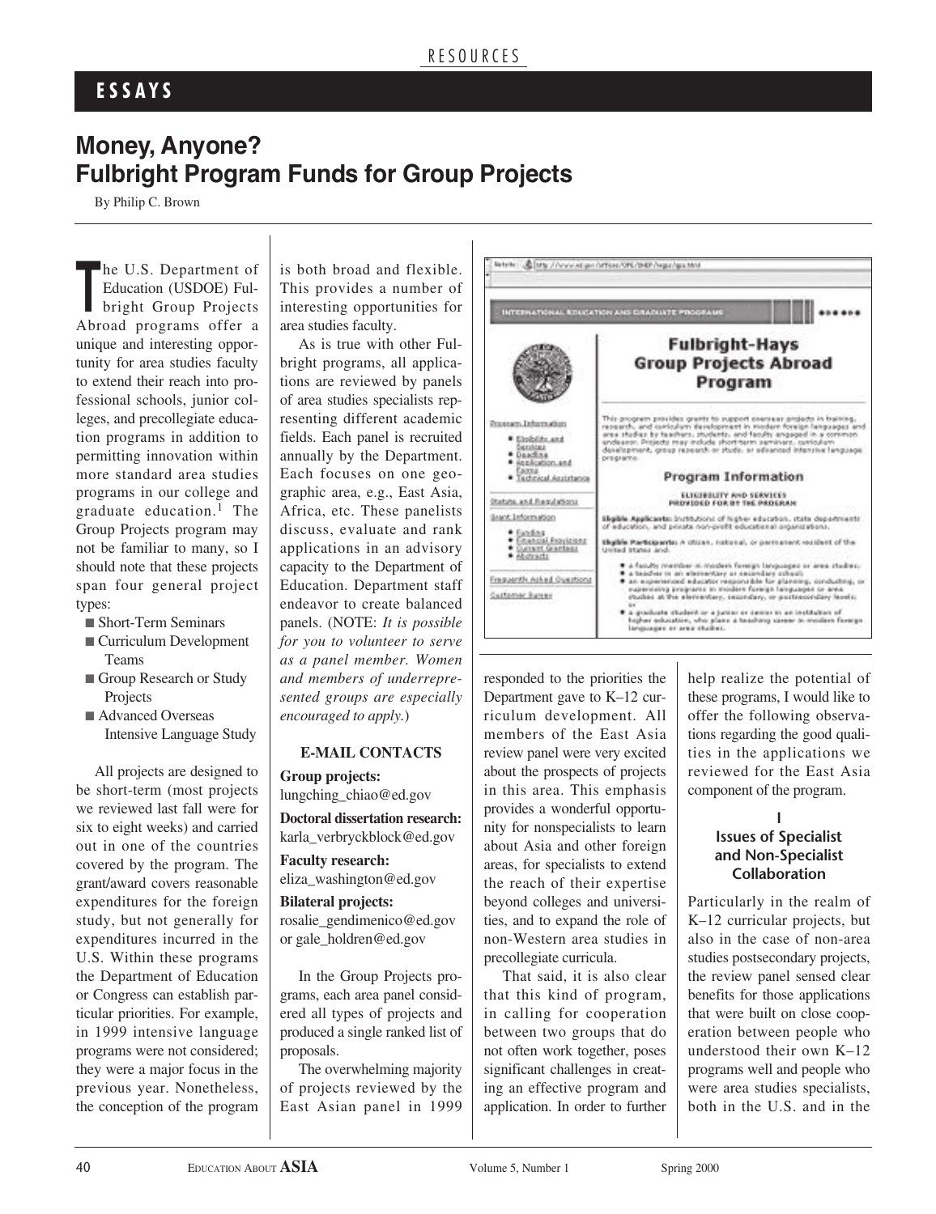RESOURCES

## ESSAYS

# Money, Anyone? Fulbright Program Funds for Group Projects

By Philip C. Brown

The U.S. Department of Education (USDOE) Fulbright Group Projects Abroad programs offer a unique and interesting opportunity for area studies faculty to extend their reach into professional schools, junior colleges, and precollegiate education programs in addition to permitting innovation within more standard area studies programs in our college and graduate education.[1] The Group Projects program may not be familiar to many, so I should note that these projects span four general project types:

- Short-Term Seminars
- Curriculum Development Teams
- Group Research or Study Projects
- Advanced Overseas Intensive Language Study

All projects are designed to be short-term (most projects we reviewed last fall were for six to eight weeks) and carried out in one of the countries covered by the program. The grant/award covers reasonable expenditures for the foreign study, but not generally for expenditures incurred in the U.S. Within these programs the Department of Education or Congress can establish particular priorities. For example, in 1999 intensive language programs were not considered; they were a major focus in the previous year. Nonetheless, the conception of the program is both broad and flexible. This provides a number of interesting opportunities for area studies faculty.

As is true with other Fulbright programs, all applications are reviewed by panels of area studies specialists representing different academic fields. Each panel is recruited annually by the Department. Each focuses on one geographic area, e.g., East Asia, Africa, etc. These panelists discuss, evaluate and rank applications in an advisory capacity to the Department of Education. Department staff endeavor to create balanced panels. (NOTE: *It is possible for you to volunteer to serve as a panel member. Women and members of underrepresented groups are especially encouraged to apply.*)

**E-MAIL CONTACTS**

**Group projects:**
lungching_chiao@ed.gov

**Doctoral dissertation research:**
karla_verbryckblock@ed.gov

**Faculty research:**
eliza_washington@ed.gov

**Bilateral projects:**
rosalie_gendimenico@ed.gov or gale_holdren@ed.gov

In the Group Projects programs, each area panel considered all types of projects and produced a single ranked list of proposals.

The overwhelming majority of projects reviewed by the East Asian panel in 1999 responded to the priorities the Department gave to K–12 curriculum development. All members of the East Asia review panel were very excited about the prospects of projects in this area. This emphasis provides a wonderful opportunity for nonspecialists to learn about Asia and other foreign areas, for specialists to extend the reach of their expertise beyond colleges and universities, and to expand the role of non-Western area studies in precollegiate curricula.

That said, it is also clear that this kind of program, in calling for cooperation between two groups that do not often work together, poses significant challenges in creating an effective program and application. In order to further help realize the potential of these programs, I would like to offer the following observations regarding the good qualities in the applications we reviewed for the East Asia component of the program.

### I
### Issues of Specialist and Non-Specialist Collaboration

Particularly in the realm of K–12 curricular projects, but also in the case of non-area studies postsecondary projects, the review panel sensed clear benefits for those applications that were built on close cooperation between people who understood their own K–12 programs well and people who were area studies specialists, both in the U.S. and in the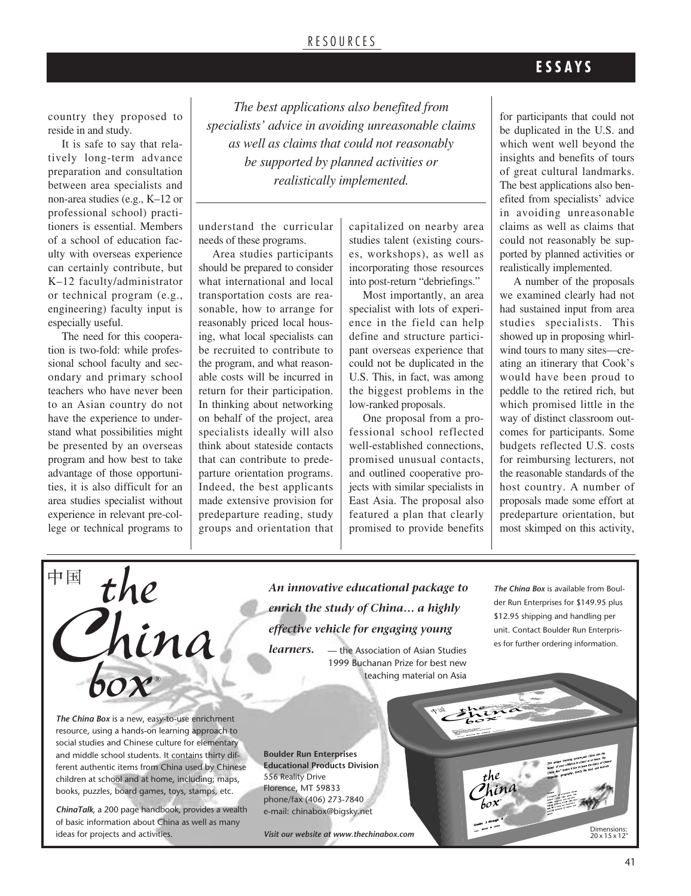country they proposed to reside in and study.

It is safe to say that relatively long-term advance preparation and consultation between area specialists and non-area studies (e.g., K–12 or professional school) practitioners is essential. Members of a school of education faculty with overseas experience can certainly contribute, but K–12 faculty/administrator or technical program (e.g., engineering) faculty input is especially useful.

The need for this cooperation is two-fold: while professional school faculty and secondary and primary school teachers who have never been to an Asian country do not have the experience to understand what possibilities might be presented by an overseas program and how best to take advantage of those opportunities, it is also difficult for an area studies specialist without experience in relevant pre-college or technical programs to understand the curricular needs of these programs.

*The best applications also benefited from specialists' advice in avoiding unreasonable claims as well as claims that could not reasonably be supported by planned activities or realistically implemented.*

Area studies participants should be prepared to consider what international and local transportation costs are reasonable, how to arrange for reasonably priced local housing, what local specialists can be recruited to contribute to the program, and what reasonable costs will be incurred in return for their participation. In thinking about networking on behalf of the project, area specialists ideally will also think about stateside contacts that can contribute to predeparture orientation programs. Indeed, the best applicants made extensive provision for predeparture reading, study groups and orientation that capitalized on nearby area studies talent (existing courses, workshops), as well as incorporating those resources into post-return "debriefings."

Most importantly, an area specialist with lots of experience in the field can help define and structure participant overseas experience that could not be duplicated in the U.S. This, in fact, was among the biggest problems in the low-ranked proposals.

One proposal from a professional school reflected well-established connections, promised unusual contacts, and outlined cooperative projects with similar specialists in East Asia. The proposal also featured a plan that clearly promised to provide benefits for participants that could not be duplicated in the U.S. and which went well beyond the insights and benefits of tours of great cultural landmarks. The best applications also benefited from specialists' advice in avoiding unreasonable claims as well as claims that could not reasonably be supported by planned activities or realistically implemented.

A number of the proposals we examined clearly had not had sustained input from area studies specialists. This showed up in proposing whirlwind tours to many sites—creating an itinerary that Cook's would have been proud to peddle to the retired rich, but which promised little in the way of distinct classroom outcomes for participants. Some budgets reflected U.S. costs for reimbursing lecturers, not the reasonable standards of the host country. A number of proposals made some effort at predeparture orientation, but most skimped on this activity,

---

中国 *the China box*®

***An innovative educational package to enrich the study of China… a highly effective vehicle for engaging young learners.*** — the Association of Asian Studies 1999 Buchanan Prize for best new teaching material on Asia

***The China Box*** is available from Boulder Run Enterprises for $149.95 plus $12.95 shipping and handling per unit. Contact Boulder Run Enterprises for further ordering information.

***The China Box*** is a new, easy-to-use enrichment resource, using a hands-on learning approach to social studies and Chinese culture for elementary and middle school students. It contains thirty different authentic items from China used by Chinese children at school and at home, including; maps, books, puzzles, board games, toys, stamps, etc.

***ChinaTalk***, a 200 page handbook, provides a wealth of basic information about China as well as many ideas for projects and activities.

**Boulder Run Enterprises**
**Educational Products Division**
556 Reality Drive
Florence, MT 59833
phone/fax (406) 273-7840
e-mail: chinabox@bigsky.net

***Visit our website at www.thechinabox.com***

Dimensions: 20 x 15 x 12"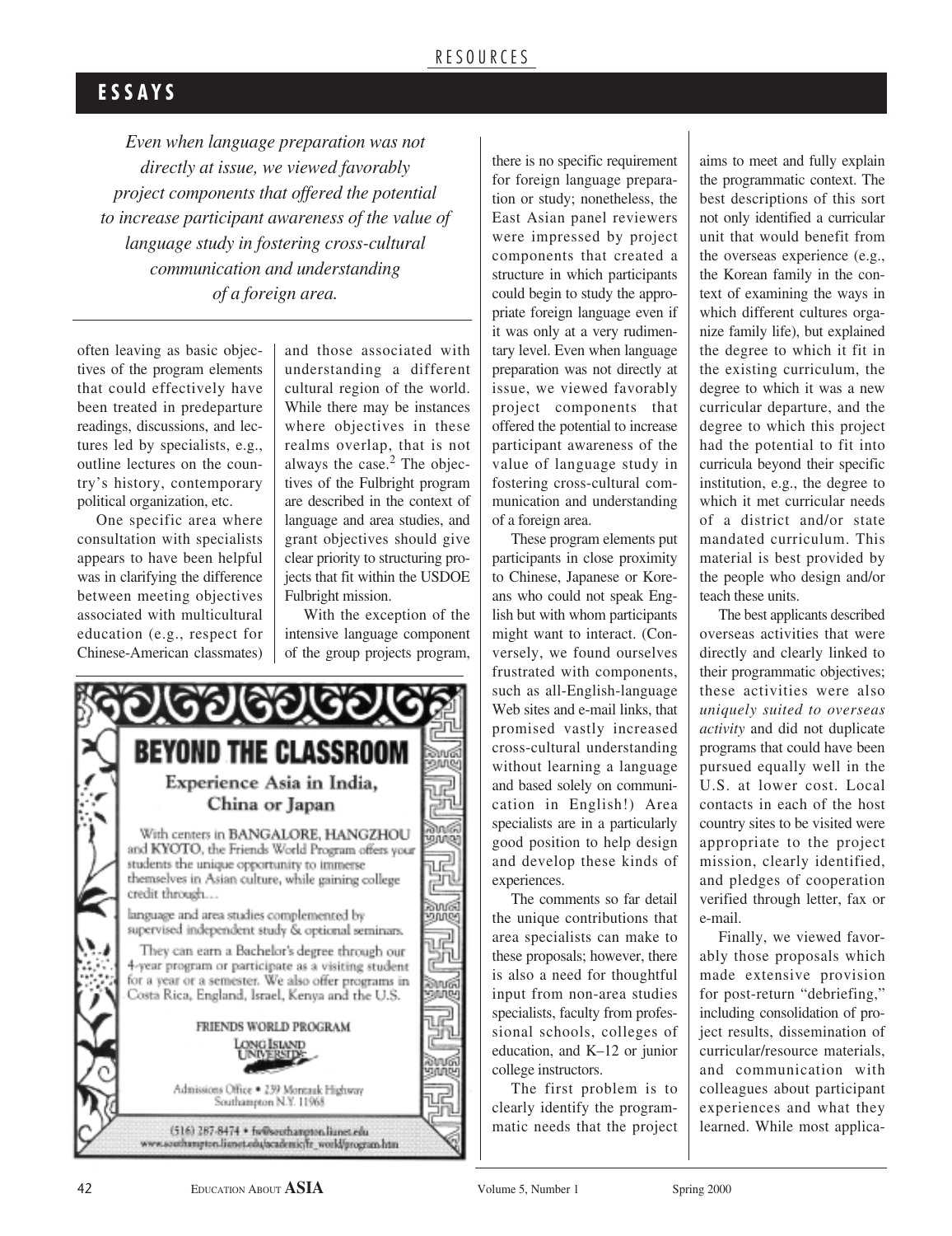*Even when language preparation was not directly at issue, we viewed favorably project components that offered the potential to increase participant awareness of the value of language study in fostering cross-cultural communication and understanding of a foreign area.*

often leaving as basic objectives of the program elements that could effectively have been treated in predeparture readings, discussions, and lectures led by specialists, e.g., outline lectures on the country's history, contemporary political organization, etc.

One specific area where consultation with specialists appears to have been helpful was in clarifying the difference between meeting objectives associated with multicultural education (e.g., respect for Chinese-American classmates) and those associated with understanding a different cultural region of the world. While there may be instances where objectives in these realms overlap, that is not always the case.[2] The objectives of the Fulbright program are described in the context of language and area studies, and grant objectives should give clear priority to structuring projects that fit within the USDOE Fulbright mission.

With the exception of the intensive language component of the group projects program, there is no specific requirement for foreign language preparation or study; nonetheless, the East Asian panel reviewers were impressed by project components that created a structure in which participants could begin to study the appropriate foreign language even if it was only at a very rudimentary level. Even when language preparation was not directly at issue, we viewed favorably project components that offered the potential to increase participant awareness of the value of language study in fostering cross-cultural communication and understanding of a foreign area.

These program elements put participants in close proximity to Chinese, Japanese or Koreans who could not speak English but with whom participants might want to interact. (Conversely, we found ourselves frustrated with components, such as all-English-language Web sites and e-mail links, that promised vastly increased cross-cultural understanding without learning a language and based solely on communication in English!) Area specialists are in a particularly good position to help design and develop these kinds of experiences.

The comments so far detail the unique contributions that area specialists can make to these proposals; however, there is also a need for thoughtful input from non-area studies specialists, faculty from professional schools, colleges of education, and K–12 or junior college instructors.

The first problem is to clearly identify the programmatic needs that the project aims to meet and fully explain the programmatic context. The best descriptions of this sort not only identified a curricular unit that would benefit from the overseas experience (e.g., the Korean family in the context of examining the ways in which different cultures organize family life), but explained the degree to which it fit in the existing curriculum, the degree to which it was a new curricular departure, and the degree to which this project had the potential to fit into curricula beyond their specific institution, e.g., the degree to which it met curricular needs of a district and/or state mandated curriculum. This material is best provided by the people who design and/or teach these units.

The best applicants described overseas activities that were directly and clearly linked to their programmatic objectives; these activities were also *uniquely suited to overseas activity* and did not duplicate programs that could have been pursued equally well in the U.S. at lower cost. Local contacts in each of the host country sites to be visited were appropriate to the project mission, clearly identified, and pledges of cooperation verified through letter, fax or e-mail.

Finally, we viewed favorably those proposals which made extensive provision for post-return "debriefing," including consolidation of project results, dissemination of curricular/resource materials, and communication with colleagues about participant experiences and what they learned. While most applica-

---

**BEYOND THE CLASSROOM**

Experience Asia in India, China or Japan

With centers in BANGALORE, HANGZHOU and KYOTO, the Friends World Program offers your students the unique opportunity to immerse themselves in Asian culture, while gaining college credit through…

language and area studies complemented by supervised independent study & optional seminars.

They can earn a Bachelor's degree through our 4-year program or participate as a visiting student for a year or a semester. We also offer programs in Costa Rica, England, Israel, Kenya and the U.S.

FRIENDS WORLD PROGRAM

Long Island University

Admissions Office • 239 Montauk Highway Southampton N.Y. 11968

(516) 287-8474 • fw@southampton.liunet.edu
www.southampton.liunet.edu/academic/fr_world/program.htm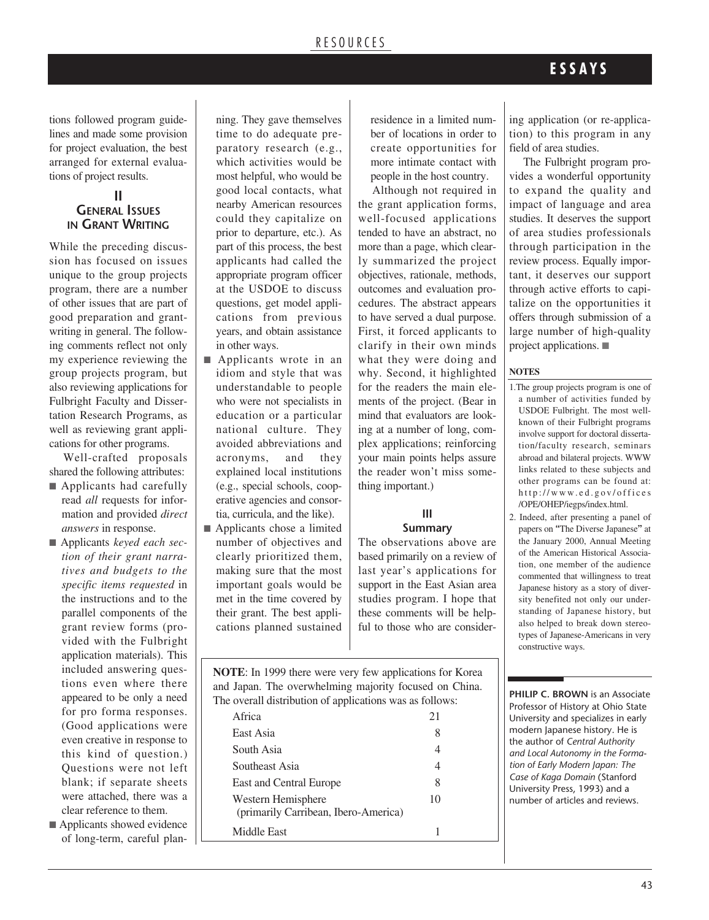tions followed program guidelines and made some provision for project evaluation, the best arranged for external evaluations of project results.

## II
## General Issues in Grant Writing

While the preceding discussion has focused on issues unique to the group projects program, there are a number of other issues that are part of good preparation and grant-writing in general. The following comments reflect not only my experience reviewing the group projects program, but also reviewing applications for Fulbright Faculty and Dissertation Research Programs, as well as reviewing grant applications for other programs.

Well-crafted proposals shared the following attributes:

- Applicants had carefully read *all* requests for information and provided *direct answers* in response.
- Applicants *keyed each section of their grant narratives and budgets to the specific items requested* in the instructions and to the parallel components of the grant review forms (provided with the Fulbright application materials). This included answering questions even where there appeared to be only a need for pro forma responses. (Good applications were even creative in response to this kind of question.) Questions were not left blank; if separate sheets were attached, there was a clear reference to them.
- Applicants showed evidence of long-term, careful planning. They gave themselves time to do adequate preparatory research (e.g., which activities would be most helpful, who would be good local contacts, what nearby American resources could they capitalize on prior to departure, etc.). As part of this process, the best applicants had called the appropriate program officer at the USDOE to discuss questions, get model applications from previous years, and obtain assistance in other ways.
- Applicants wrote in an idiom and style that was understandable to people who were not specialists in education or a particular national culture. They avoided abbreviations and acronyms, and they explained local institutions (e.g., special schools, cooperative agencies and consortia, curricula, and the like).
- Applicants chose a limited number of objectives and clearly prioritized them, making sure that the most important goals would be met in the time covered by their grant. The best applications planned sustained residence in a limited number of locations in order to create opportunities for more intimate contact with people in the host country.

Although not required in the grant application forms, well-focused applications tended to have an abstract, no more than a page, which clearly summarized the project objectives, rationale, methods, outcomes and evaluation procedures. The abstract appears to have served a dual purpose. First, it forced applicants to clarify in their own minds what they were doing and why. Second, it highlighted for the readers the main elements of the project. (Bear in mind that evaluators are looking at a number of long, complex applications; reinforcing your main points helps assure the reader won't miss something important.)

## III
## Summary

The observations above are based primarily on a review of last year's applications for support in the East Asian area studies program. I hope that these comments will be helpful to those who are considering application (or re-application) to this program in any field of area studies.

The Fulbright program provides a wonderful opportunity to expand the quality and impact of language and area studies. It deserves the support of area studies professionals through participation in the review process. Equally important, it deserves our support through active efforts to capitalize on the opportunities it offers through submission of a large number of high-quality project applications. ■

**NOTE**: In 1999 there were very few applications for Korea and Japan. The overwhelming majority focused on China. The overall distribution of applications was as follows:

| | |
|---|---|
| Africa | 21 |
| East Asia | 8 |
| South Asia | 4 |
| Southeast Asia | 4 |
| East and Central Europe | 8 |
| Western Hemisphere (primarily Carribean, Ibero-America) | 10 |
| Middle East | 1 |

**NOTES**

1. The group projects program is one of a number of activities funded by USDOE Fulbright. The most well-known of their Fulbright programs involve support for doctoral dissertation/faculty research, seminars abroad and bilateral projects. WWW links related to these subjects and other programs can be found at: http://www.ed.gov/offices/OPE/OHEP/iegps/index.html.
2. Indeed, after presenting a panel of papers on "The Diverse Japanese" at the January 2000, Annual Meeting of the American Historical Association, one member of the audience commented that willingness to treat Japanese history as a story of diversity benefited not only our understanding of Japanese history, but also helped to break down stereotypes of Japanese-Americans in very constructive ways.

**PHILIP C. BROWN** is an Associate Professor of History at Ohio State University and specializes in early modern Japanese history. He is the author of *Central Authority and Local Autonomy in the Formation of Early Modern Japan: The Case of Kaga Domain* (Stanford University Press, 1993) and a number of articles and reviews.